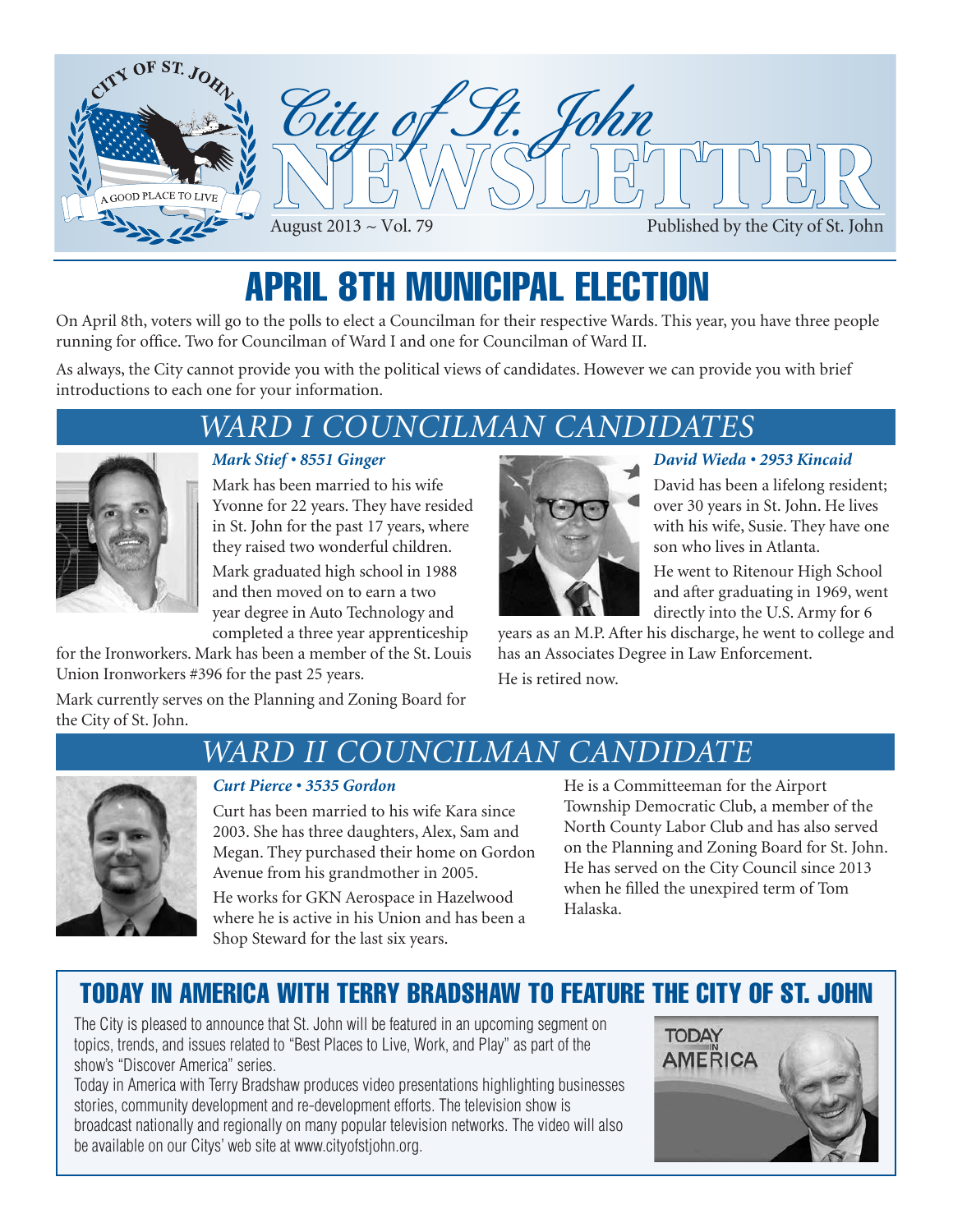# City of St. John NEWSLETTER

August 2013 ~ Vol. 79 — Published by the City of St. John

# APRIL 8TH MUNICIPAL ELECTION

On April 8th, voters will go to the polls to elect a Councilman for their respective Wards. This year, you have three people running for office. Two for Councilman of Ward I and one for Councilman of Ward II.

As always, the City cannot provide you with the political views of candidates. However we can provide you with brief introductions to each one for your information.

## WARD I COUNCILMAN CANDIDATES

### *Mark Stief • 8551 Ginger*

Mark has been married to his wife Yvonne for 22 years. They have resided in St. John for the past 17 years, where they raised two wonderful children.

Mark graduated high school in 1988 and then moved on to earn a two year degree in Auto Technology and completed a three year apprenticeship for the Ironworkers. Mark has been a member of the St. Louis Union Ironworkers #396 for the past 25 years.

Mark currently serves on the Planning and Zoning Board for the City of St. John.

### *David Wieda • 2953 Kincaid*

David has been a lifelong resident; over 30 years in St. John. He lives with his wife, Susie. They have one son who lives in Atlanta.

He went to Ritenour High School and after graduating in 1969, went directly into the U.S. Army for 6 years as an M.P. After his discharge, he went to college and has an Associates Degree in Law Enforcement.

He is retired now.

## WARD II COUNCILMAN CANDIDATE

### *Curt Pierce • 3535 Gordon*

Curt has been married to his wife Kara since 2003. She has three daughters, Alex, Sam and Megan. They purchased their home on Gordon Avenue from his grandmother in 2005.

He works for GKN Aerospace in Hazelwood where he is active in his Union and has been a Shop Steward for the last six years.

He is a Committeeman for the Airport Township Democratic Club, a member of the North County Labor Club and has also served on the Planning and Zoning Board for St. John. He has served on the City Council since 2013 when he filled the unexpired term of Tom Halaska.

## TODAY IN AMERICA WITH TERRY BRADSHAW TO FEATURE THE CITY OF ST. JOHN

The City is pleased to announce that St. John will be featured in an upcoming segment on topics, trends, and issues related to "Best Places to Live, Work, and Play" as part of the show's "Discover America" series.

Today in America with Terry Bradshaw produces video presentations highlighting businesses stories, community development and re-development efforts. The television show is broadcast nationally and regionally on many popular television networks. The video will also be available on our Citys' web site at www.cityofstjohn.org.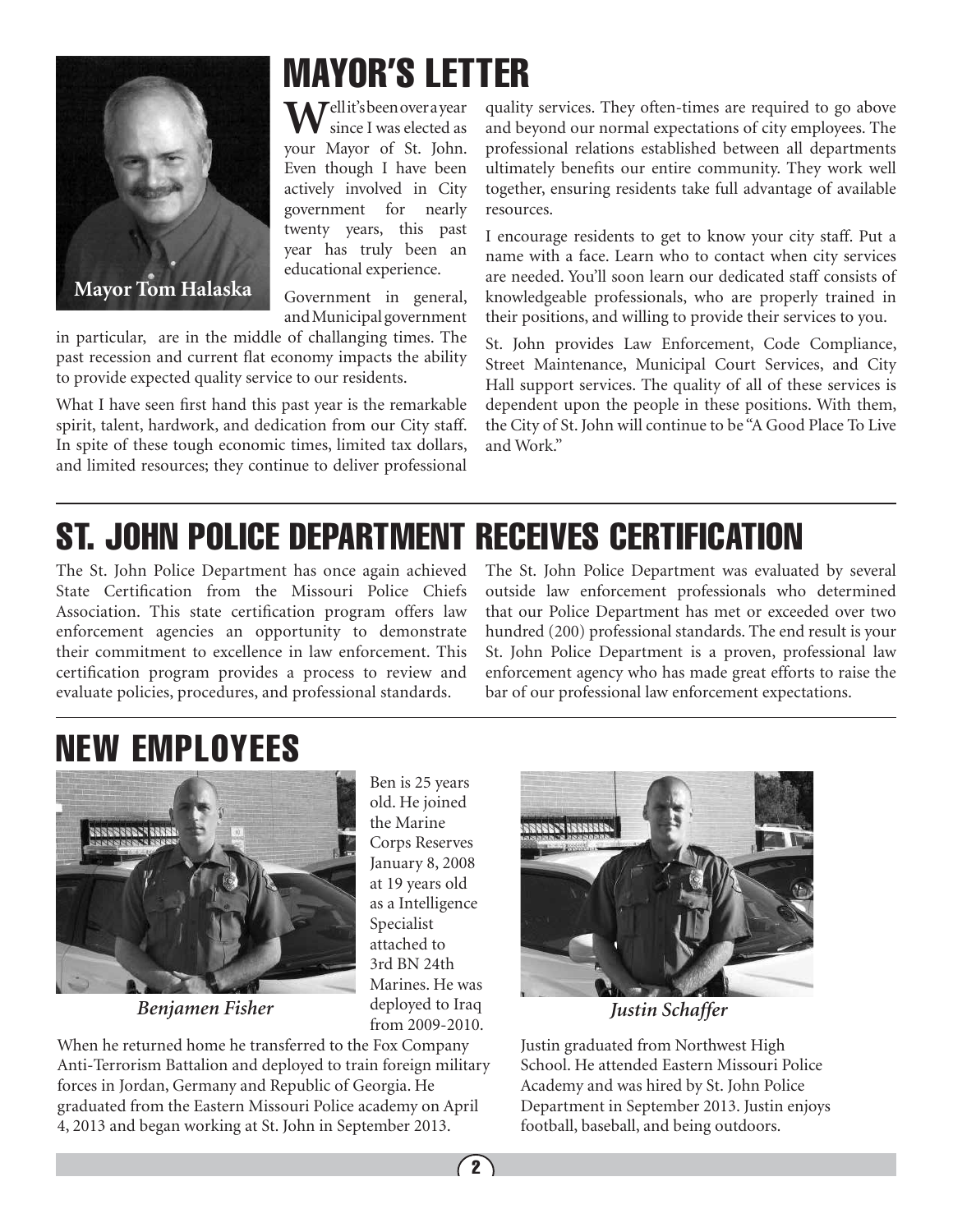# MAYOR'S LETTER

Mayor Tom Halaska

Well it's been over a year since I was elected as your Mayor of St. John. Even though I have been actively involved in City government for nearly twenty years, this past year has truly been an educational experience.

Government in general, and Municipal government in particular, are in the middle of challanging times. The past recession and current flat economy impacts the ability to provide expected quality service to our residents.

What I have seen first hand this past year is the remarkable spirit, talent, hardwork, and dedication from our City staff. In spite of these tough economic times, limited tax dollars, and limited resources; they continue to deliver professional quality services. They often-times are required to go above and beyond our normal expectations of city employees. The professional relations established between all departments ultimately benefits our entire community. They work well together, ensuring residents take full advantage of available resources.

I encourage residents to get to know your city staff. Put a name with a face. Learn who to contact when city services are needed. You'll soon learn our dedicated staff consists of knowledgeable professionals, who are properly trained in their positions, and willing to provide their services to you.

St. John provides Law Enforcement, Code Compliance, Street Maintenance, Municipal Court Services, and City Hall support services. The quality of all of these services is dependent upon the people in these positions. With them, the City of St. John will continue to be "A Good Place To Live and Work."

# ST. JOHN POLICE DEPARTMENT RECEIVES CERTIFICATION

The St. John Police Department has once again achieved State Certification from the Missouri Police Chiefs Association. This state certification program offers law enforcement agencies an opportunity to demonstrate their commitment to excellence in law enforcement. This certification program provides a process to review and evaluate policies, procedures, and professional standards.

The St. John Police Department was evaluated by several outside law enforcement professionals who determined that our Police Department has met or exceeded over two hundred (200) professional standards. The end result is your St. John Police Department is a proven, professional law enforcement agency who has made great efforts to raise the bar of our professional law enforcement expectations.

# NEW EMPLOYEES

*Benjamen Fisher*

Ben is 25 years old. He joined the Marine Corps Reserves January 8, 2008 at 19 years old as a Intelligence Specialist attached to 3rd BN 24th Marines. He was deployed to Iraq from 2009-2010. When he returned home he transferred to the Fox Company Anti-Terrorism Battalion and deployed to train foreign military forces in Jordan, Germany and Republic of Georgia. He graduated from the Eastern Missouri Police academy on April 4, 2013 and began working at St. John in September 2013.

*Justin Schaffer*

Justin graduated from Northwest High School. He attended Eastern Missouri Police Academy and was hired by St. John Police Department in September 2013. Justin enjoys football, baseball, and being outdoors.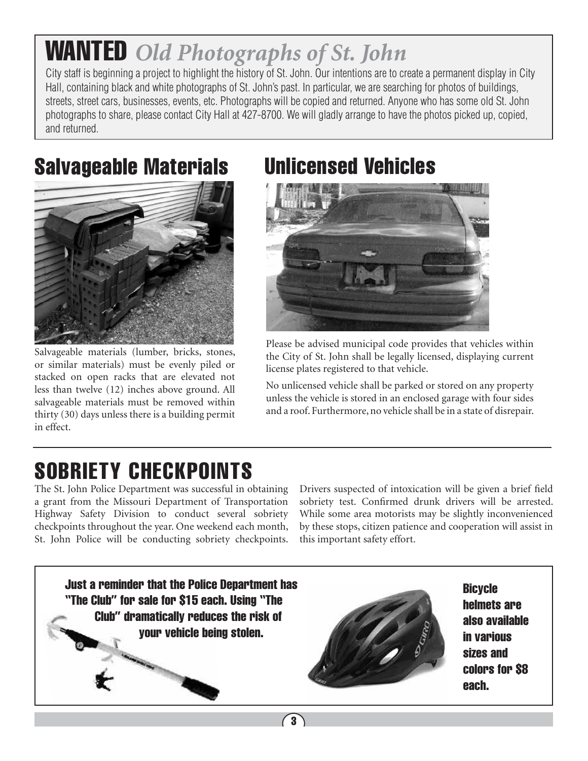# WANTED *Old Photographs of St. John*

City staff is beginning a project to highlight the history of St. John. Our intentions are to create a permanent display in City Hall, containing black and white photographs of St. John's past. In particular, we are searching for photos of buildings, streets, street cars, businesses, events, etc. Photographs will be copied and returned. Anyone who has some old St. John photographs to share, please contact City Hall at 427-8700. We will gladly arrange to have the photos picked up, copied, and returned.

## Salvageable Materials

Salvageable materials (lumber, bricks, stones, or similar materials) must be evenly piled or stacked on open racks that are elevated not less than twelve (12) inches above ground. All salvageable materials must be removed within thirty (30) days unless there is a building permit in effect.

## Unlicensed Vehicles

Please be advised municipal code provides that vehicles within the City of St. John shall be legally licensed, displaying current license plates registered to that vehicle.

No unlicensed vehicle shall be parked or stored on any property unless the vehicle is stored in an enclosed garage with four sides and a roof. Furthermore, no vehicle shall be in a state of disrepair.

## SOBRIETY CHECKPOINTS

The St. John Police Department was successful in obtaining a grant from the Missouri Department of Transportation Highway Safety Division to conduct several sobriety checkpoints throughout the year. One weekend each month, St. John Police will be conducting sobriety checkpoints. Drivers suspected of intoxication will be given a brief field sobriety test. Confirmed drunk drivers will be arrested. While some area motorists may be slightly inconvenienced by these stops, citizen patience and cooperation will assist in this important safety effort.

**Just a reminder that the Police Department has "The Club" for sale for $15 each. Using "The Club" dramatically reduces the risk of your vehicle being stolen.**

**Bicycle helmets are also available in various sizes and colors for $8 each.**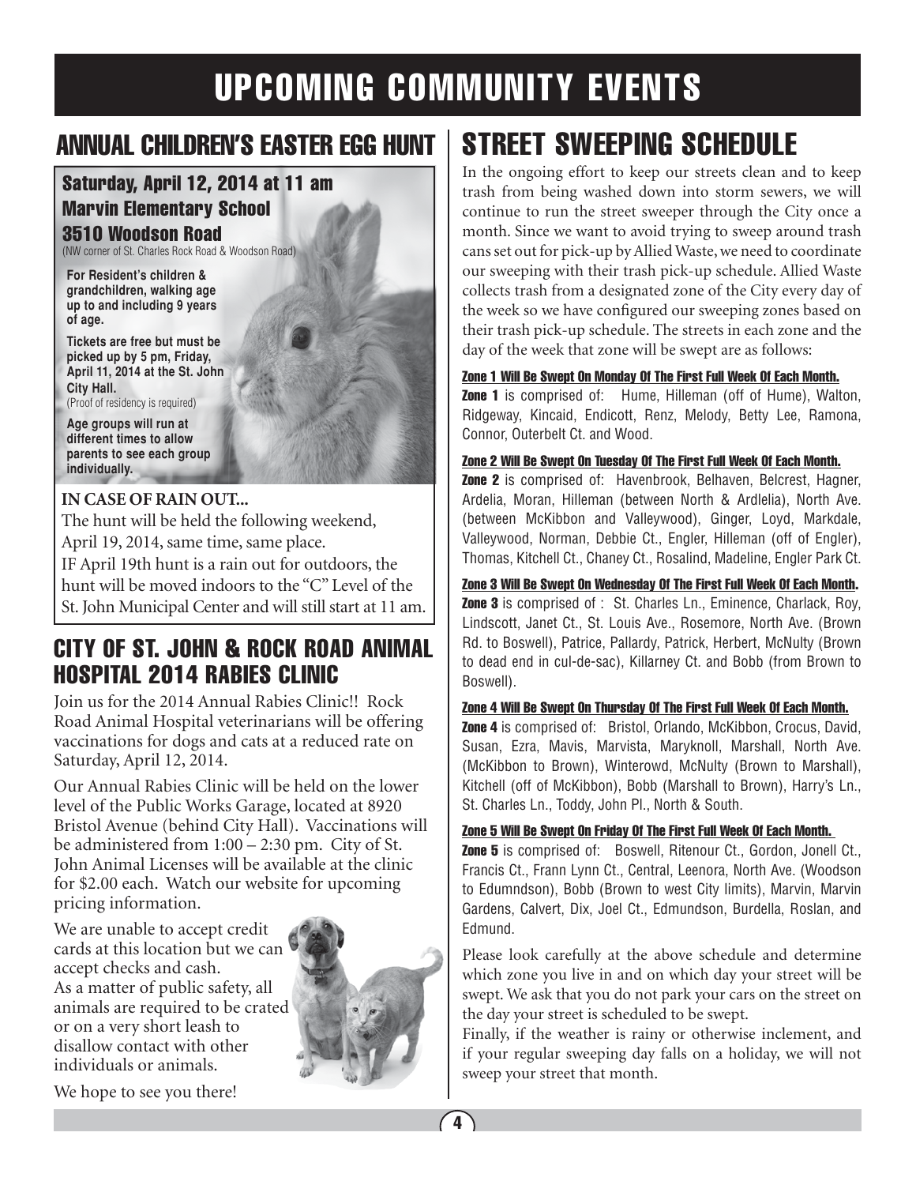# UPCOMING COMMUNITY EVENTS

## ANNUAL CHILDREN'S EASTER EGG HUNT

**Saturday, April 12, 2014 at 11 am**
**Marvin Elementary School**
**3510 Woodson Road**
(NW corner of St. Charles Rock Road & Woodson Road)

**For Resident's children & grandchildren, walking age up to and including 9 years of age.**

**Tickets are free but must be picked up by 5 pm, Friday, April 11, 2014 at the St. John City Hall.**
(Proof of residency is required)

**Age groups will run at different times to allow parents to see each group individually.**

**IN CASE OF RAIN OUT...**
The hunt will be held the following weekend, April 19, 2014, same time, same place.
IF April 19th hunt is a rain out for outdoors, the hunt will be moved indoors to the "C" Level of the St. John Municipal Center and will still start at 11 am.

## CITY OF ST. JOHN & ROCK ROAD ANIMAL HOSPITAL 2014 RABIES CLINIC

Join us for the 2014 Annual Rabies Clinic!! Rock Road Animal Hospital veterinarians will be offering vaccinations for dogs and cats at a reduced rate on Saturday, April 12, 2014.

Our Annual Rabies Clinic will be held on the lower level of the Public Works Garage, located at 8920 Bristol Avenue (behind City Hall). Vaccinations will be administered from 1:00 – 2:30 pm. City of St. John Animal Licenses will be available at the clinic for $2.00 each. Watch our website for upcoming pricing information.

We are unable to accept credit cards at this location but we can accept checks and cash.
As a matter of public safety, all animals are required to be crated or on a very short leash to disallow contact with other individuals or animals.

We hope to see you there!

## STREET SWEEPING SCHEDULE

In the ongoing effort to keep our streets clean and to keep trash from being washed down into storm sewers, we will continue to run the street sweeper through the City once a month. Since we want to avoid trying to sweep around trash cans set out for pick-up by Allied Waste, we need to coordinate our sweeping with their trash pick-up schedule. Allied Waste collects trash from a designated zone of the City every day of the week so we have configured our sweeping zones based on their trash pick-up schedule. The streets in each zone and the day of the week that zone will be swept are as follows:

**Zone 1 Will Be Swept On Monday Of The First Full Week Of Each Month.**
**Zone 1** is comprised of: Hume, Hilleman (off of Hume), Walton, Ridgeway, Kincaid, Endicott, Renz, Melody, Betty Lee, Ramona, Connor, Outerbelt Ct. and Wood.

**Zone 2 Will Be Swept On Tuesday Of The First Full Week Of Each Month.**
**Zone 2** is comprised of: Havenbrook, Belhaven, Belcrest, Hagner, Ardelia, Moran, Hilleman (between North & Ardlelia), North Ave. (between McKibbon and Valleywood), Ginger, Loyd, Markdale, Valleywood, Norman, Debbie Ct., Engler, Hilleman (off of Engler), Thomas, Kitchell Ct., Chaney Ct., Rosalind, Madeline, Engler Park Ct.

**Zone 3 Will Be Swept On Wednesday Of The First Full Week Of Each Month.**
**Zone 3** is comprised of : St. Charles Ln., Eminence, Charlack, Roy, Lindscott, Janet Ct., St. Louis Ave., Rosemore, North Ave. (Brown Rd. to Boswell), Patrice, Pallardy, Patrick, Herbert, McNulty (Brown to dead end in cul-de-sac), Killarney Ct. and Bobb (from Brown to Boswell).

**Zone 4 Will Be Swept On Thursday Of The First Full Week Of Each Month.**
**Zone 4** is comprised of: Bristol, Orlando, McKibbon, Crocus, David, Susan, Ezra, Mavis, Marvista, Maryknoll, Marshall, North Ave. (McKibbon to Brown), Winterowd, McNulty (Brown to Marshall), Kitchell (off of McKibbon), Bobb (Marshall to Brown), Harry's Ln., St. Charles Ln., Toddy, John Pl., North & South.

**Zone 5 Will Be Swept On Friday Of The First Full Week Of Each Month.**
**Zone 5** is comprised of: Boswell, Ritenour Ct., Gordon, Jonell Ct., Francis Ct., Frann Lynn Ct., Central, Leenora, North Ave. (Woodson to Edumndson), Bobb (Brown to west City limits), Marvin, Marvin Gardens, Calvert, Dix, Joel Ct., Edmundson, Burdella, Roslan, and Edmund.

Please look carefully at the above schedule and determine which zone you live in and on which day your street will be swept. We ask that you do not park your cars on the street on the day your street is scheduled to be swept.
Finally, if the weather is rainy or otherwise inclement, and if your regular sweeping day falls on a holiday, we will not sweep your street that month.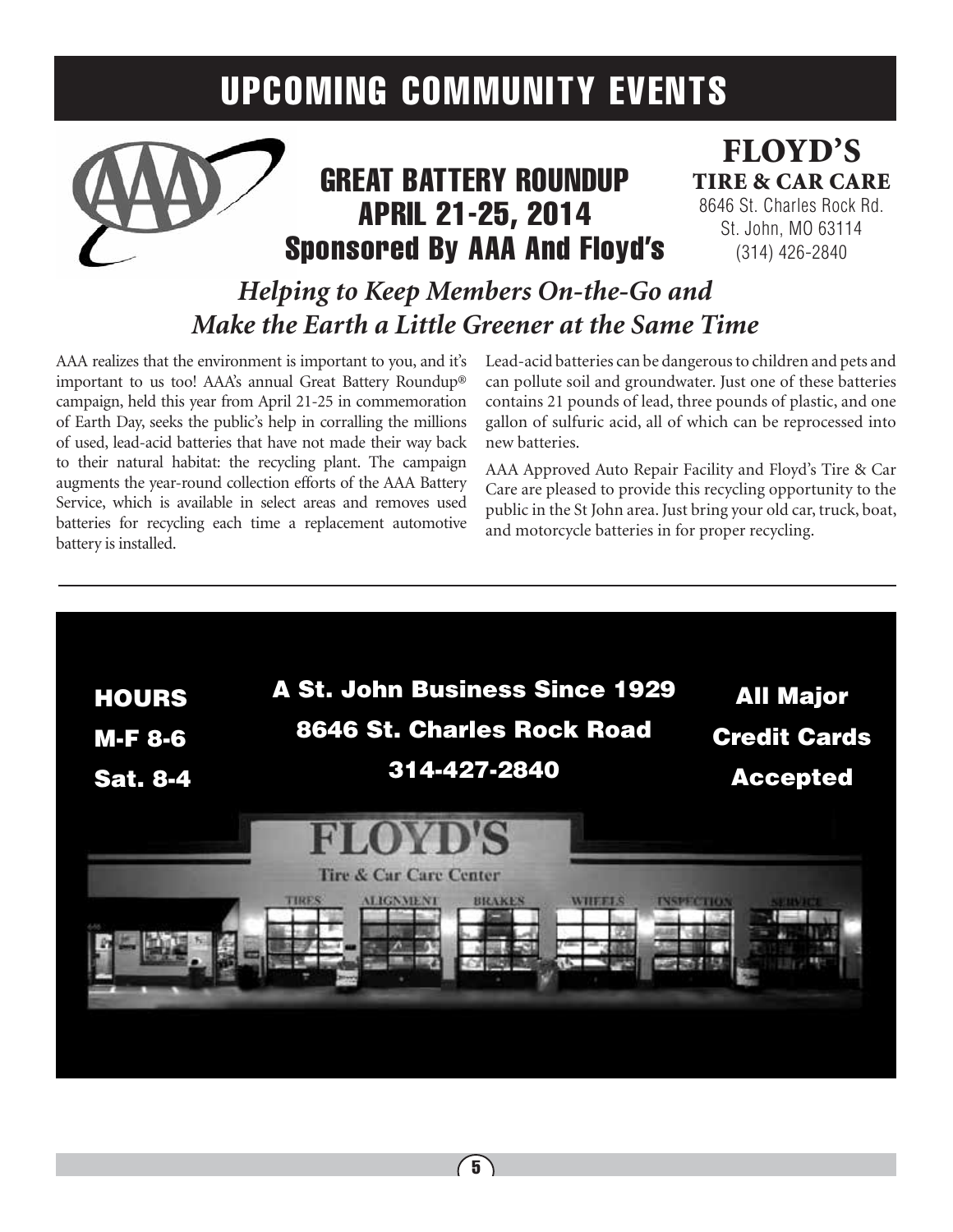# UPCOMING COMMUNITY EVENTS

## GREAT BATTERY ROUNDUP
## APRIL 21-25, 2014
## Sponsored By AAA And Floyd's

**FLOYD'S**
**TIRE & CAR CARE**
8646 St. Charles Rock Rd.
St. John, MO 63114
(314) 426-2840

### *Helping to Keep Members On-the-Go and Make the Earth a Little Greener at the Same Time*

AAA realizes that the environment is important to you, and it's important to us too! AAA's annual Great Battery Roundup® campaign, held this year from April 21-25 in commemoration of Earth Day, seeks the public's help in corralling the millions of used, lead-acid batteries that have not made their way back to their natural habitat: the recycling plant. The campaign augments the year-round collection efforts of the AAA Battery Service, which is available in select areas and removes used batteries for recycling each time a replacement automotive battery is installed.

Lead-acid batteries can be dangerous to children and pets and can pollute soil and groundwater. Just one of these batteries contains 21 pounds of lead, three pounds of plastic, and one gallon of sulfuric acid, all of which can be reprocessed into new batteries.

AAA Approved Auto Repair Facility and Floyd's Tire & Car Care are pleased to provide this recycling opportunity to the public in the St John area. Just bring your old car, truck, boat, and motorcycle batteries in for proper recycling.

---

**HOURS**
**M-F 8-6**
**Sat. 8-4**

**A St. John Business Since 1929**
**8646 St. Charles Rock Road**
**314-427-2840**

**All Major Credit Cards Accepted**

FLOYD'S
Tire & Car Care Center
TIRES ALIGNMENT BRAKES WHEELS INSPECTION SERVICE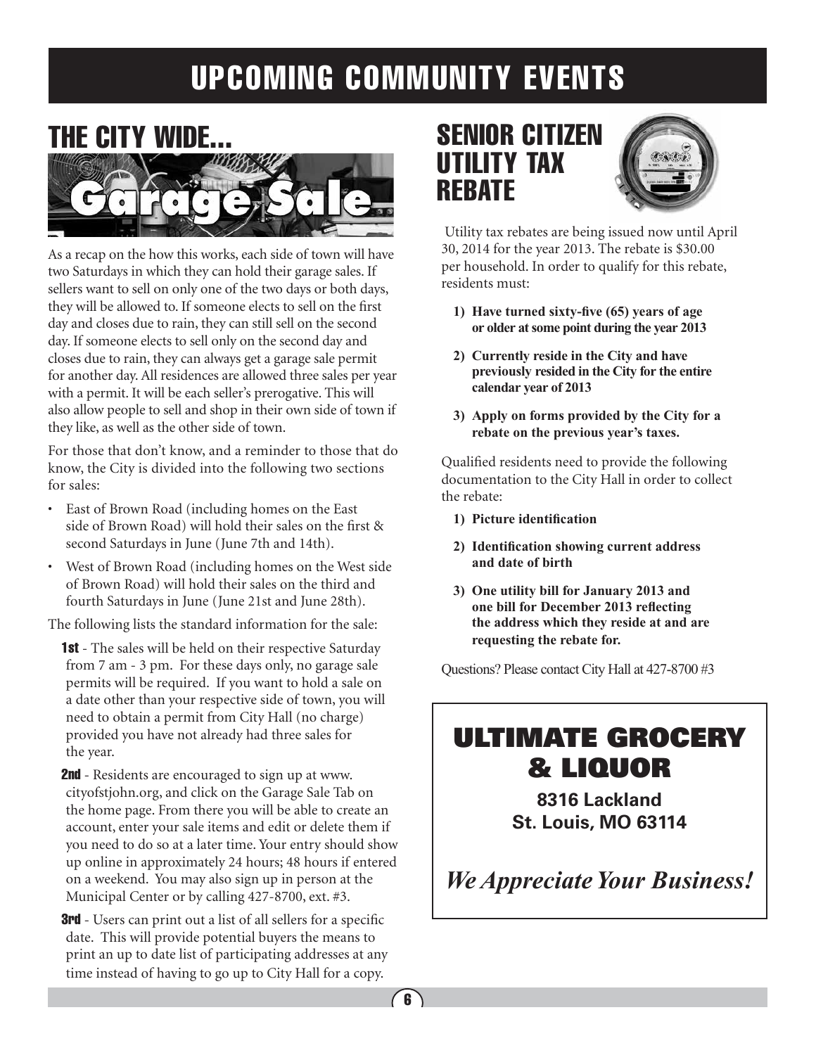# UPCOMING COMMUNITY EVENTS

## THE CITY WIDE... Garage Sale

As a recap on the how this works, each side of town will have two Saturdays in which they can hold their garage sales. If sellers want to sell on only one of the two days or both days, they will be allowed to. If someone elects to sell on the first day and closes due to rain, they can still sell on the second day. If someone elects to sell only on the second day and closes due to rain, they can always get a garage sale permit for another day. All residences are allowed three sales per year with a permit. It will be each seller's prerogative. This will also allow people to sell and shop in their own side of town if they like, as well as the other side of town.

For those that don't know, and a reminder to those that do know, the City is divided into the following two sections for sales:

- East of Brown Road (including homes on the East side of Brown Road) will hold their sales on the first & second Saturdays in June (June 7th and 14th).
- West of Brown Road (including homes on the West side of Brown Road) will hold their sales on the third and fourth Saturdays in June (June 21st and June 28th).

The following lists the standard information for the sale:

**1st** - The sales will be held on their respective Saturday from 7 am - 3 pm. For these days only, no garage sale permits will be required. If you want to hold a sale on a date other than your respective side of town, you will need to obtain a permit from City Hall (no charge) provided you have not already had three sales for the year.

**2nd** - Residents are encouraged to sign up at www.cityofstjohn.org, and click on the Garage Sale Tab on the home page. From there you will be able to create an account, enter your sale items and edit or delete them if you need to do so at a later time. Your entry should show up online in approximately 24 hours; 48 hours if entered on a weekend. You may also sign up in person at the Municipal Center or by calling 427-8700, ext. #3.

**3rd** - Users can print out a list of all sellers for a specific date. This will provide potential buyers the means to print an up to date list of participating addresses at any time instead of having to go up to City Hall for a copy.

## SENIOR CITIZEN UTILITY TAX REBATE

Utility tax rebates are being issued now until April 30, 2014 for the year 2013. The rebate is $30.00 per household. In order to qualify for this rebate, residents must:

1) **Have turned sixty-five (65) years of age or older at some point during the year 2013**
2) **Currently reside in the City and have previously resided in the City for the entire calendar year of 2013**
3) **Apply on forms provided by the City for a rebate on the previous year's taxes.**

Qualified residents need to provide the following documentation to the City Hall in order to collect the rebate:

1) **Picture identification**
2) **Identification showing current address and date of birth**
3) **One utility bill for January 2013 and one bill for December 2013 reflecting the address which they reside at and are requesting the rebate for.**

Questions? Please contact City Hall at 427-8700 #3

## ULTIMATE GROCERY & LIQUOR

**8316 Lackland**
**St. Louis, MO 63114**

***We Appreciate Your Business!***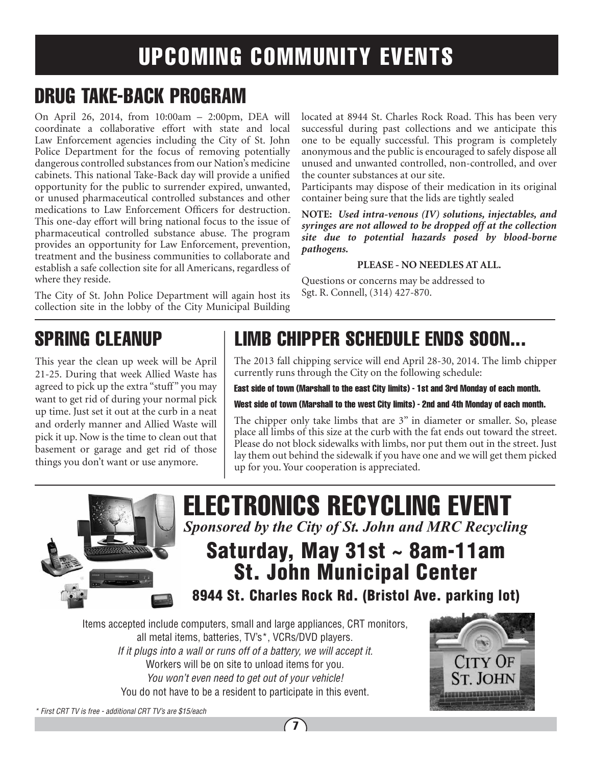# UPCOMING COMMUNITY EVENTS

## DRUG TAKE-BACK PROGRAM

On April 26, 2014, from 10:00am – 2:00pm, DEA will coordinate a collaborative effort with state and local Law Enforcement agencies including the City of St. John Police Department for the focus of removing potentially dangerous controlled substances from our Nation's medicine cabinets. This national Take-Back day will provide a unified opportunity for the public to surrender expired, unwanted, or unused pharmaceutical controlled substances and other medications to Law Enforcement Officers for destruction. This one-day effort will bring national focus to the issue of pharmaceutical controlled substance abuse. The program provides an opportunity for Law Enforcement, prevention, treatment and the business communities to collaborate and establish a safe collection site for all Americans, regardless of where they reside.

The City of St. John Police Department will again host its collection site in the lobby of the City Municipal Building located at 8944 St. Charles Rock Road. This has been very successful during past collections and we anticipate this one to be equally successful. This program is completely anonymous and the public is encouraged to safely dispose all unused and unwanted controlled, non-controlled, and over the counter substances at our site.

Participants may dispose of their medication in its original container being sure that the lids are tightly sealed

**NOTE:** ***Used intra-venous (IV) solutions, injectables, and syringes are not allowed to be dropped off at the collection site due to potential hazards posed by blood-borne pathogens.***

**PLEASE - NO NEEDLES AT ALL.**

Questions or concerns may be addressed to Sgt. R. Connell, (314) 427-870.

## SPRING CLEANUP

This year the clean up week will be April 21-25. During that week Allied Waste has agreed to pick up the extra "stuff" you may want to get rid of during your normal pick up time. Just set it out at the curb in a neat and orderly manner and Allied Waste will pick it up. Now is the time to clean out that basement or garage and get rid of those things you don't want or use anymore.

## LIMB CHIPPER SCHEDULE ENDS SOON...

The 2013 fall chipping service will end April 28-30, 2014. The limb chipper currently runs through the City on the following schedule:

**East side of town (Marshall to the east City limits) - 1st and 3rd Monday of each month.**

**West side of town (Marshall to the west City limits) - 2nd and 4th Monday of each month.**

The chipper only take limbs that are 3" in diameter or smaller. So, please place all limbs of this size at the curb with the fat ends out toward the street. Please do not block sidewalks with limbs, nor put them out in the street. Just lay them out behind the sidewalk if you have one and we will get them picked up for you. Your cooperation is appreciated.

## ELECTRONICS RECYCLING EVENT

***Sponsored by the City of St. John and MRC Recycling***

### Saturday, May 31st ~ 8am-11am
### St. John Municipal Center

**8944 St. Charles Rock Rd. (Bristol Ave. parking lot)**

Items accepted include computers, small and large appliances, CRT monitors, all metal items, batteries, TV's*, VCRs/DVD players.

*If it plugs into a wall or runs off of a battery, we will accept it.*

Workers will be on site to unload items for you.

*You won't even need to get out of your vehicle!*

You do not have to be a resident to participate in this event.

*\* First CRT TV is free - additional CRT TV's are $15/each*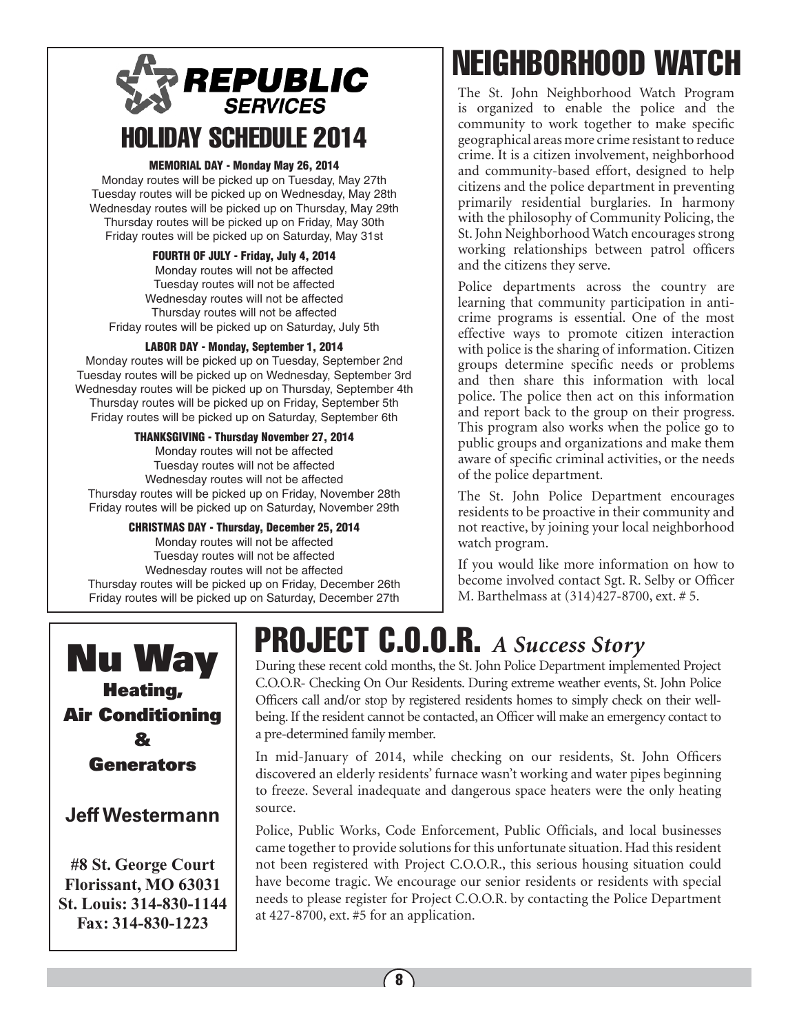# REPUBLIC SERVICES

## HOLIDAY SCHEDULE 2014

**MEMORIAL DAY - Monday May 26, 2014**

Monday routes will be picked up on Tuesday, May 27th
Tuesday routes will be picked up on Wednesday, May 28th
Wednesday routes will be picked up on Thursday, May 29th
Thursday routes will be picked up on Friday, May 30th
Friday routes will be picked up on Saturday, May 31st

**FOURTH OF JULY - Friday, July 4, 2014**

Monday routes will not be affected
Tuesday routes will not be affected
Wednesday routes will not be affected
Thursday routes will not be affected
Friday routes will be picked up on Saturday, July 5th

**LABOR DAY - Monday, September 1, 2014**

Monday routes will be picked up on Tuesday, September 2nd
Tuesday routes will be picked up on Wednesday, September 3rd
Wednesday routes will be picked up on Thursday, September 4th
Thursday routes will be picked up on Friday, September 5th
Friday routes will be picked up on Saturday, September 6th

**THANKSGIVING - Thursday November 27, 2014**

Monday routes will not be affected
Tuesday routes will not be affected
Wednesday routes will not be affected
Thursday routes will be picked up on Friday, November 28th
Friday routes will be picked up on Saturday, November 29th

**CHRISTMAS DAY - Thursday, December 25, 2014**

Monday routes will not be affected
Tuesday routes will not be affected
Wednesday routes will not be affected
Thursday routes will be picked up on Friday, December 26th
Friday routes will be picked up on Saturday, December 27th

# NEIGHBORHOOD WATCH

The St. John Neighborhood Watch Program is organized to enable the police and the community to work together to make specific geographical areas more crime resistant to reduce crime. It is a citizen involvement, neighborhood and community-based effort, designed to help citizens and the police department in preventing primarily residential burglaries. In harmony with the philosophy of Community Policing, the St. John Neighborhood Watch encourages strong working relationships between patrol officers and the citizens they serve.

Police departments across the country are learning that community participation in anti-crime programs is essential. One of the most effective ways to promote citizen interaction with police is the sharing of information. Citizen groups determine specific needs or problems and then share this information with local police. The police then act on this information and report back to the group on their progress. This program also works when the police go to public groups and organizations and make them aware of specific criminal activities, or the needs of the police department.

The St. John Police Department encourages residents to be proactive in their community and not reactive, by joining your local neighborhood watch program.

If you would like more information on how to become involved contact Sgt. R. Selby or Officer M. Barthelmass at (314)427-8700, ext. # 5.

# Nu Way

**Heating, Air Conditioning & Generators**

**Jeff Westermann**

**#8 St. George Court**
**Florissant, MO 63031**
**St. Louis: 314-830-1144**
**Fax: 314-830-1223**

# PROJECT C.O.O.R. *A Success Story*

During these recent cold months, the St. John Police Department implemented Project C.O.O.R- Checking On Our Residents. During extreme weather events, St. John Police Officers call and/or stop by registered residents homes to simply check on their well-being. If the resident cannot be contacted, an Officer will make an emergency contact to a pre-determined family member.

In mid-January of 2014, while checking on our residents, St. John Officers discovered an elderly residents' furnace wasn't working and water pipes beginning to freeze. Several inadequate and dangerous space heaters were the only heating source.

Police, Public Works, Code Enforcement, Public Officials, and local businesses came together to provide solutions for this unfortunate situation. Had this resident not been registered with Project C.O.O.R., this serious housing situation could have become tragic. We encourage our senior residents or residents with special needs to please register for Project C.O.O.R. by contacting the Police Department at 427-8700, ext. #5 for an application.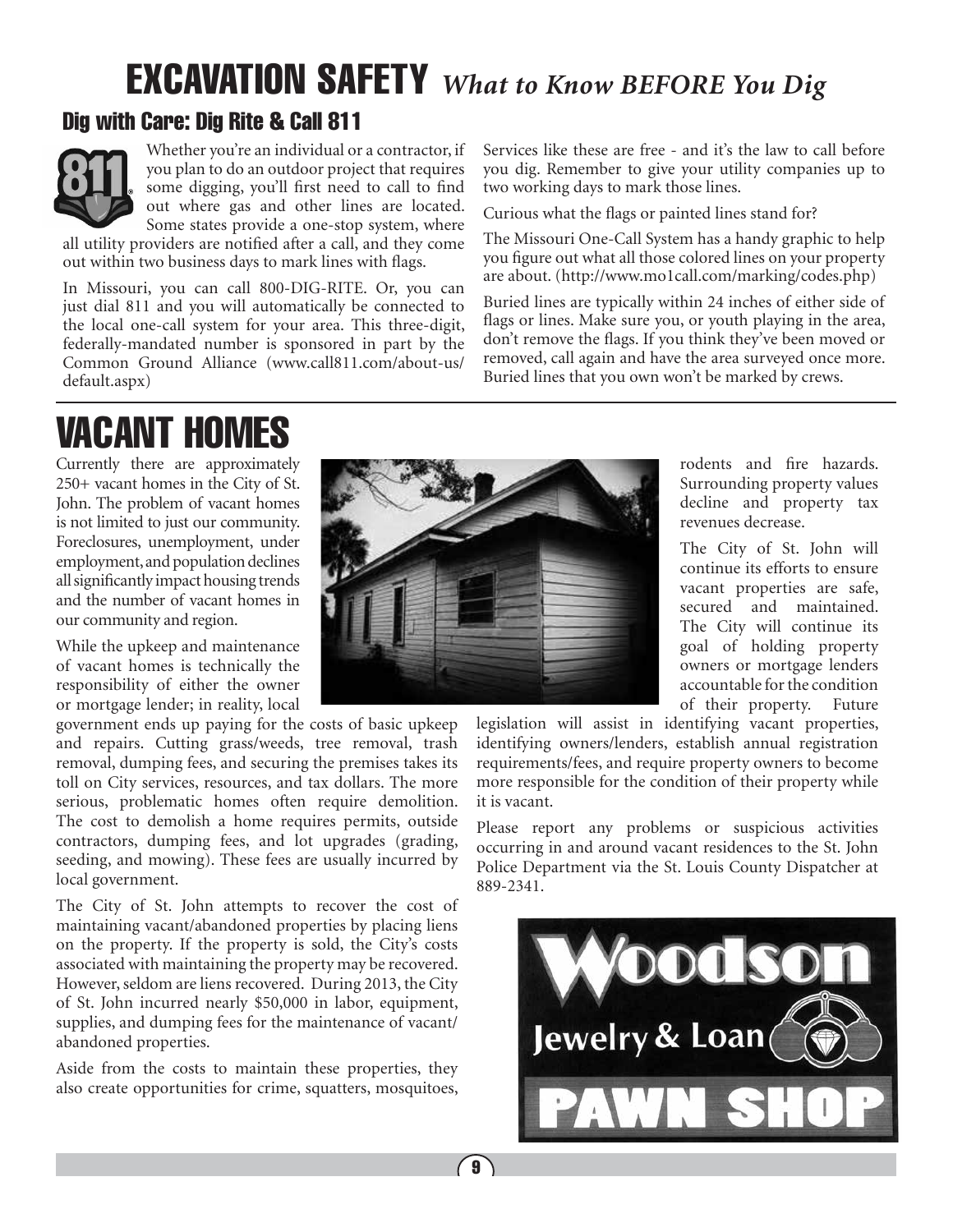# EXCAVATION SAFETY *What to Know BEFORE You Dig*

## Dig with Care: Dig Rite & Call 811

Whether you're an individual or a contractor, if you plan to do an outdoor project that requires some digging, you'll first need to call to find out where gas and other lines are located. Some states provide a one-stop system, where all utility providers are notified after a call, and they come out within two business days to mark lines with flags.

In Missouri, you can call 800-DIG-RITE. Or, you can just dial 811 and you will automatically be connected to the local one-call system for your area. This three-digit, federally-mandated number is sponsored in part by the Common Ground Alliance (www.call811.com/about-us/default.aspx)

Services like these are free - and it's the law to call before you dig. Remember to give your utility companies up to two working days to mark those lines.

Curious what the flags or painted lines stand for?

The Missouri One-Call System has a handy graphic to help you figure out what all those colored lines on your property are about. (http://www.mo1call.com/marking/codes.php)

Buried lines are typically within 24 inches of either side of flags or lines. Make sure you, or youth playing in the area, don't remove the flags. If you think they've been moved or removed, call again and have the area surveyed once more. Buried lines that you own won't be marked by crews.

# VACANT HOMES

Currently there are approximately 250+ vacant homes in the City of St. John. The problem of vacant homes is not limited to just our community. Foreclosures, unemployment, under employment, and population declines all significantly impact housing trends and the number of vacant homes in our community and region.

While the upkeep and maintenance of vacant homes is technically the responsibility of either the owner or mortgage lender; in reality, local government ends up paying for the costs of basic upkeep and repairs. Cutting grass/weeds, tree removal, trash removal, dumping fees, and securing the premises takes its toll on City services, resources, and tax dollars. The more serious, problematic homes often require demolition. The cost to demolish a home requires permits, outside contractors, dumping fees, and lot upgrades (grading, seeding, and mowing). These fees are usually incurred by local government.

The City of St. John attempts to recover the cost of maintaining vacant/abandoned properties by placing liens on the property. If the property is sold, the City's costs associated with maintaining the property may be recovered. However, seldom are liens recovered. During 2013, the City of St. John incurred nearly $50,000 in labor, equipment, supplies, and dumping fees for the maintenance of vacant/abandoned properties.

Aside from the costs to maintain these properties, they also create opportunities for crime, squatters, mosquitoes, rodents and fire hazards. Surrounding property values decline and property tax revenues decrease.

The City of St. John will continue its efforts to ensure vacant properties are safe, secured and maintained. The City will continue its goal of holding property owners or mortgage lenders accountable for the condition of their property. Future legislation will assist in identifying vacant properties, identifying owners/lenders, establish annual registration requirements/fees, and require property owners to become more responsible for the condition of their property while it is vacant.

Please report any problems or suspicious activities occurring in and around vacant residences to the St. John Police Department via the St. Louis County Dispatcher at 889-2341.

Woodson Jewelry & Loan PAWN SHOP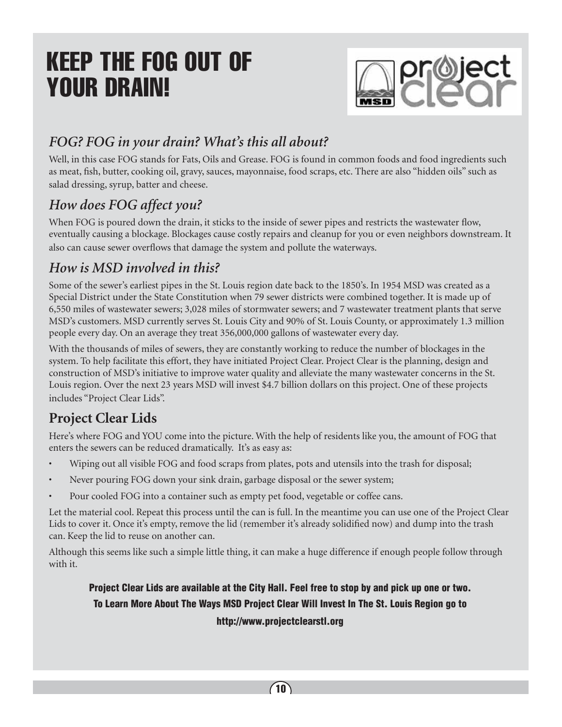# KEEP THE FOG OUT OF YOUR DRAIN!

### *FOG? FOG in your drain? What's this all about?*

Well, in this case FOG stands for Fats, Oils and Grease. FOG is found in common foods and food ingredients such as meat, fish, butter, cooking oil, gravy, sauces, mayonnaise, food scraps, etc. There are also "hidden oils" such as salad dressing, syrup, batter and cheese.

### *How does FOG affect you?*

When FOG is poured down the drain, it sticks to the inside of sewer pipes and restricts the wastewater flow, eventually causing a blockage. Blockages cause costly repairs and cleanup for you or even neighbors downstream. It also can cause sewer overflows that damage the system and pollute the waterways.

### *How is MSD involved in this?*

Some of the sewer's earliest pipes in the St. Louis region date back to the 1850's. In 1954 MSD was created as a Special District under the State Constitution when 79 sewer districts were combined together. It is made up of 6,550 miles of wastewater sewers; 3,028 miles of stormwater sewers; and 7 wastewater treatment plants that serve MSD's customers. MSD currently serves St. Louis City and 90% of St. Louis County, or approximately 1.3 million people every day. On an average they treat 356,000,000 gallons of wastewater every day.

With the thousands of miles of sewers, they are constantly working to reduce the number of blockages in the system. To help facilitate this effort, they have initiated Project Clear. Project Clear is the planning, design and construction of MSD's initiative to improve water quality and alleviate the many wastewater concerns in the St. Louis region. Over the next 23 years MSD will invest $4.7 billion dollars on this project. One of these projects includes "Project Clear Lids".

### Project Clear Lids

Here's where FOG and YOU come into the picture. With the help of residents like you, the amount of FOG that enters the sewers can be reduced dramatically. It's as easy as:

- Wiping out all visible FOG and food scraps from plates, pots and utensils into the trash for disposal;
- Never pouring FOG down your sink drain, garbage disposal or the sewer system;
- Pour cooled FOG into a container such as empty pet food, vegetable or coffee cans.

Let the material cool. Repeat this process until the can is full. In the meantime you can use one of the Project Clear Lids to cover it. Once it's empty, remove the lid (remember it's already solidified now) and dump into the trash can. Keep the lid to reuse on another can.

Although this seems like such a simple little thing, it can make a huge difference if enough people follow through with it.

**Project Clear Lids are available at the City Hall. Feel free to stop by and pick up one or two.**
**To Learn More About The Ways MSD Project Clear Will Invest In The St. Louis Region go to**
**http://www.projectclearstl.org**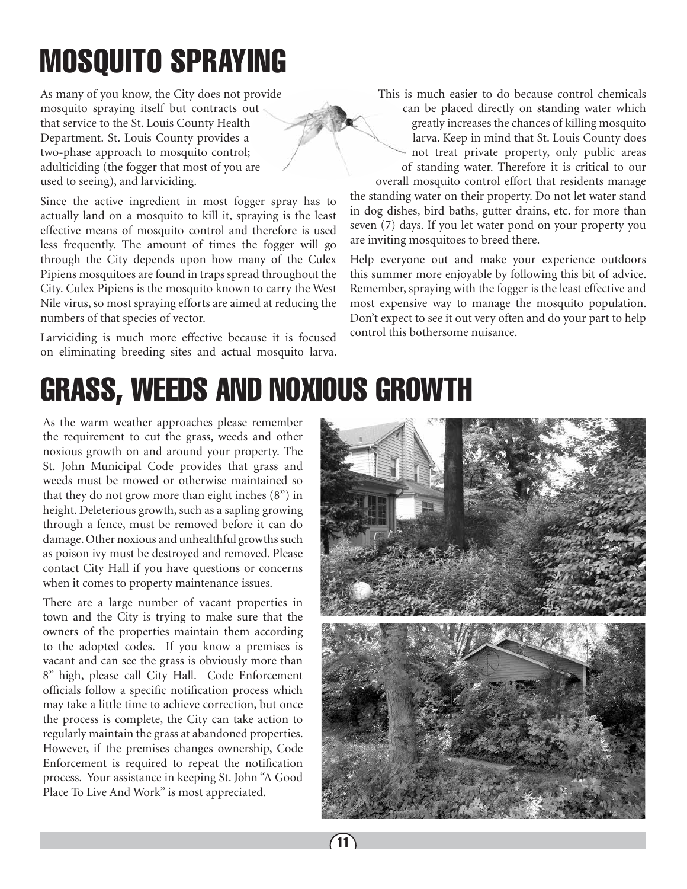# MOSQUITO SPRAYING

As many of you know, the City does not provide mosquito spraying itself but contracts out that service to the St. Louis County Health Department. St. Louis County provides a two-phase approach to mosquito control; adulticiding (the fogger that most of you are used to seeing), and larviciding.

Since the active ingredient in most fogger spray has to actually land on a mosquito to kill it, spraying is the least effective means of mosquito control and therefore is used less frequently. The amount of times the fogger will go through the City depends upon how many of the Culex Pipiens mosquitoes are found in traps spread throughout the City. Culex Pipiens is the mosquito known to carry the West Nile virus, so most spraying efforts are aimed at reducing the numbers of that species of vector.

Larviciding is much more effective because it is focused on eliminating breeding sites and actual mosquito larva. This is much easier to do because control chemicals can be placed directly on standing water which greatly increases the chances of killing mosquito larva. Keep in mind that St. Louis County does not treat private property, only public areas of standing water. Therefore it is critical to our overall mosquito control effort that residents manage the standing water on their property. Do not let water stand in dog dishes, bird baths, gutter drains, etc. for more than seven (7) days. If you let water pond on your property you are inviting mosquitoes to breed there.

Help everyone out and make your experience outdoors this summer more enjoyable by following this bit of advice. Remember, spraying with the fogger is the least effective and most expensive way to manage the mosquito population. Don't expect to see it out very often and do your part to help control this bothersome nuisance.

# GRASS, WEEDS AND NOXIOUS GROWTH

As the warm weather approaches please remember the requirement to cut the grass, weeds and other noxious growth on and around your property. The St. John Municipal Code provides that grass and weeds must be mowed or otherwise maintained so that they do not grow more than eight inches (8") in height. Deleterious growth, such as a sapling growing through a fence, must be removed before it can do damage. Other noxious and unhealthful growths such as poison ivy must be destroyed and removed. Please contact City Hall if you have questions or concerns when it comes to property maintenance issues.

There are a large number of vacant properties in town and the City is trying to make sure that the owners of the properties maintain them according to the adopted codes. If you know a premises is vacant and can see the grass is obviously more than 8" high, please call City Hall. Code Enforcement officials follow a specific notification process which may take a little time to achieve correction, but once the process is complete, the City can take action to regularly maintain the grass at abandoned properties. However, if the premises changes ownership, Code Enforcement is required to repeat the notification process. Your assistance in keeping St. John "A Good Place To Live And Work" is most appreciated.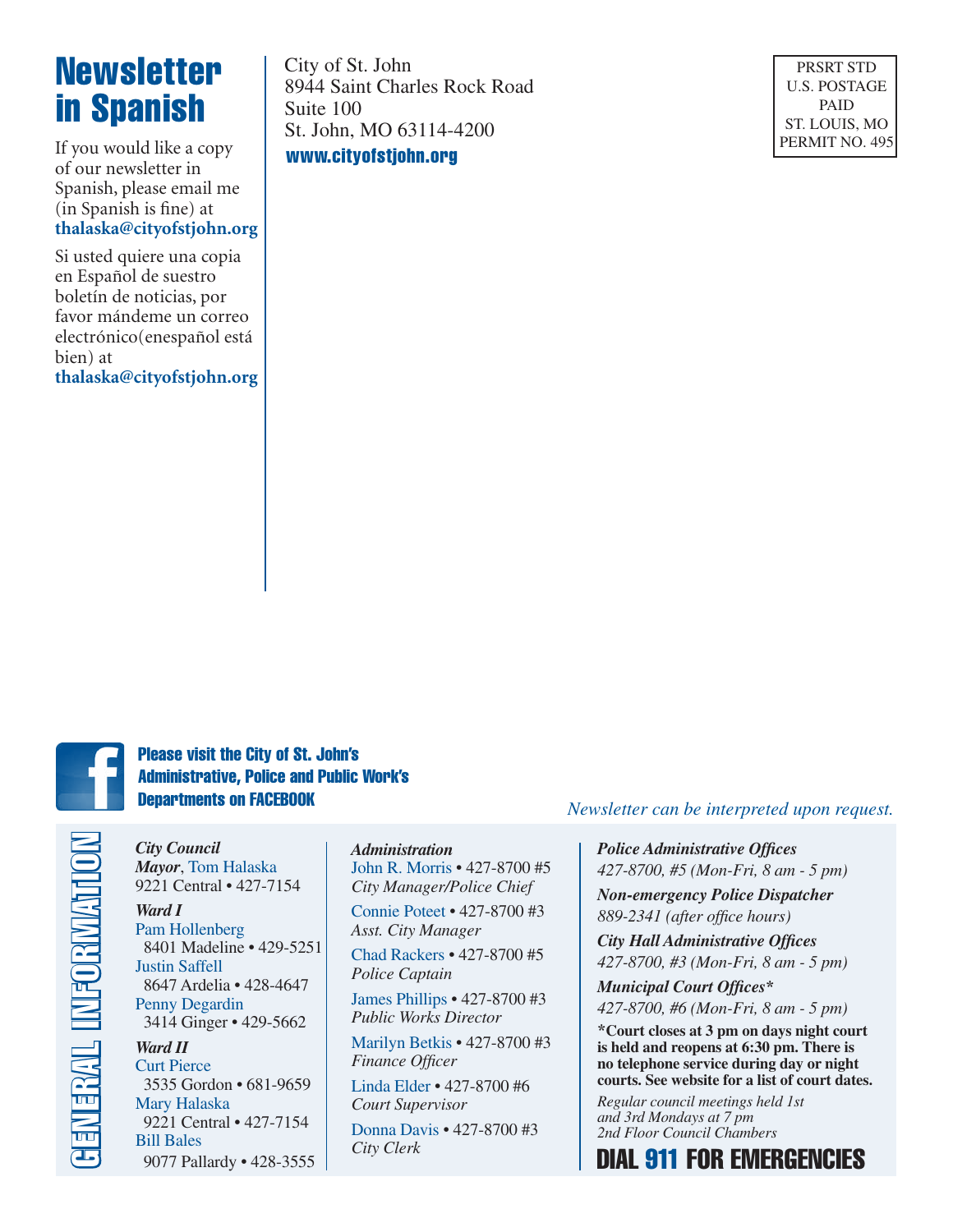# Newsletter in Spanish

If you would like a copy of our newsletter in Spanish, please email me (in Spanish is fine) at **thalaska@cityofstjohn.org**

Si usted quiere una copia en Español de suestro boletín de noticias, por favor mándeme un correo electrónico(enespañol está bien) at **thalaska@cityofstjohn.org**

City of St. John
8944 Saint Charles Rock Road
Suite 100
St. John, MO 63114-4200
**www.cityofstjohn.org**

PRSRT STD
U.S. POSTAGE
PAID
ST. LOUIS, MO
PERMIT NO. 495

**Please visit the City of St. John's Administrative, Police and Public Work's Departments on FACEBOOK**

*Newsletter can be interpreted upon request.*

## GENERAL INFORMATION

***City Council***

***Mayor***, Tom Halaska
9221 Central • 427-7154

***Ward I***

Pam Hollenberg
8401 Madeline • 429-5251

Justin Saffell
8647 Ardelia • 428-4647

Penny Degardin
3414 Ginger • 429-5662

***Ward II***

Curt Pierce
3535 Gordon • 681-9659

Mary Halaska
9221 Central • 427-7154

Bill Bales
9077 Pallardy • 428-3555

***Administration***

John R. Morris • 427-8700 #5
*City Manager/Police Chief*

Connie Poteet • 427-8700 #3
*Asst. City Manager*

Chad Rackers • 427-8700 #5
*Police Captain*

James Phillips • 427-8700 #3
*Public Works Director*

Marilyn Betkis • 427-8700 #3
*Finance Officer*

Linda Elder • 427-8700 #6
*Court Supervisor*

Donna Davis • 427-8700 #3
*City Clerk*

***Police Administrative Offices***
*427-8700, #5 (Mon-Fri, 8 am - 5 pm)*

***Non-emergency Police Dispatcher***
*889-2341 (after office hours)*

***City Hall Administrative Offices***
*427-8700, #3 (Mon-Fri, 8 am - 5 pm)*

***Municipal Court Offices****
*427-8700, #6 (Mon-Fri, 8 am - 5 pm)*

**\*Court closes at 3 pm on days night court is held and reopens at 6:30 pm. There is no telephone service during day or night courts. See website for a list of court dates.**

*Regular council meetings held 1st and 3rd Mondays at 7 pm*
*2nd Floor Council Chambers*

**DIAL 911 FOR EMERGENCIES**